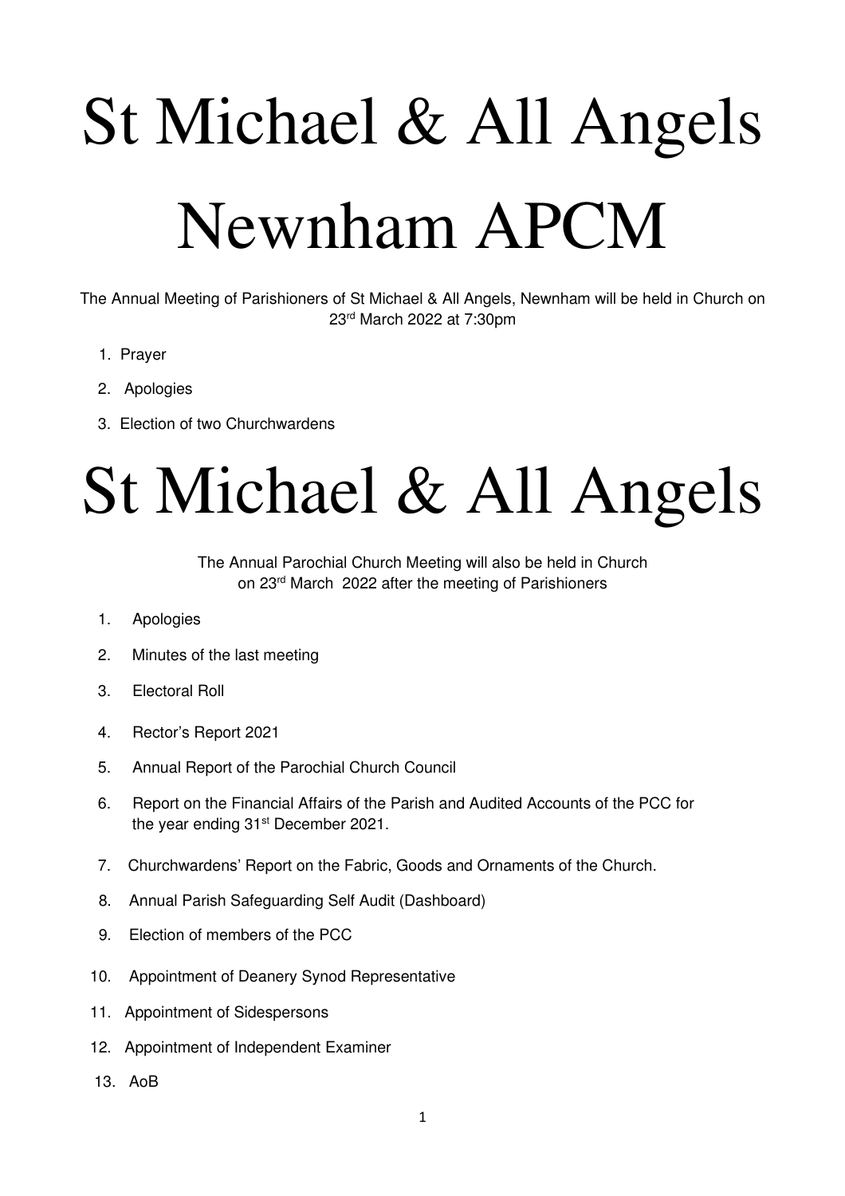# St Michael & All Angels Newnham APCM

The Annual Meeting of Parishioners of St Michael & All Angels, Newnham will be held in Church on 23rd March 2022 at 7:30pm

1. Prayer
2. Apologies
3. Election of two Churchwardens

# St Michael & All Angels

The Annual Parochial Church Meeting will also be held in Church on 23rd March 2022 after the meeting of Parishioners

1. Apologies
2. Minutes of the last meeting
3. Electoral Roll
4. Rector's Report 2021
5. Annual Report of the Parochial Church Council
6. Report on the Financial Affairs of the Parish and Audited Accounts of the PCC for the year ending 31st December 2021.
7. Churchwardens' Report on the Fabric, Goods and Ornaments of the Church.
8. Annual Parish Safeguarding Self Audit (Dashboard)
9. Election of members of the PCC
10. Appointment of Deanery Synod Representative
11. Appointment of Sidespersons
12. Appointment of Independent Examiner
13. AoB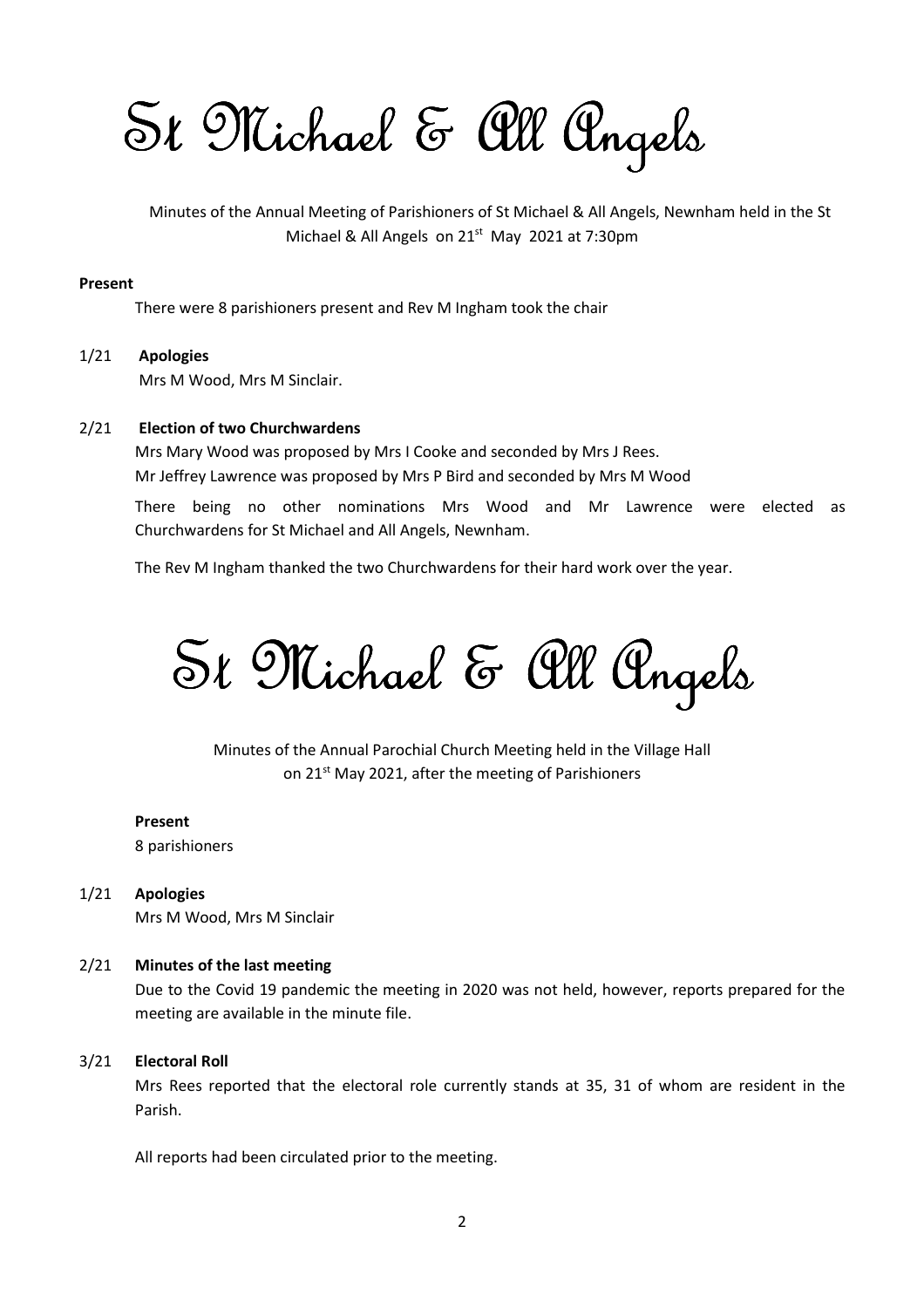# St Michael & All Angels

Minutes of the Annual Meeting of Parishioners of St Michael & All Angels, Newnham held in the St Michael & All Angels on 21st May 2021 at 7:30pm

**Present**

There were 8 parishioners present and Rev M Ingham took the chair

1/21 **Apologies**

Mrs M Wood, Mrs M Sinclair.

2/21 **Election of two Churchwardens**

Mrs Mary Wood was proposed by Mrs I Cooke and seconded by Mrs J Rees.
Mr Jeffrey Lawrence was proposed by Mrs P Bird and seconded by Mrs M Wood

There being no other nominations Mrs Wood and Mr Lawrence were elected as Churchwardens for St Michael and All Angels, Newnham.

The Rev M Ingham thanked the two Churchwardens for their hard work over the year.

# St Michael & All Angels

Minutes of the Annual Parochial Church Meeting held in the Village Hall on 21st May 2021, after the meeting of Parishioners

**Present**

8 parishioners

1/21 **Apologies**

Mrs M Wood, Mrs M Sinclair

2/21 **Minutes of the last meeting**

Due to the Covid 19 pandemic the meeting in 2020 was not held, however, reports prepared for the meeting are available in the minute file.

3/21 **Electoral Roll**

Mrs Rees reported that the electoral role currently stands at 35, 31 of whom are resident in the Parish.

All reports had been circulated prior to the meeting.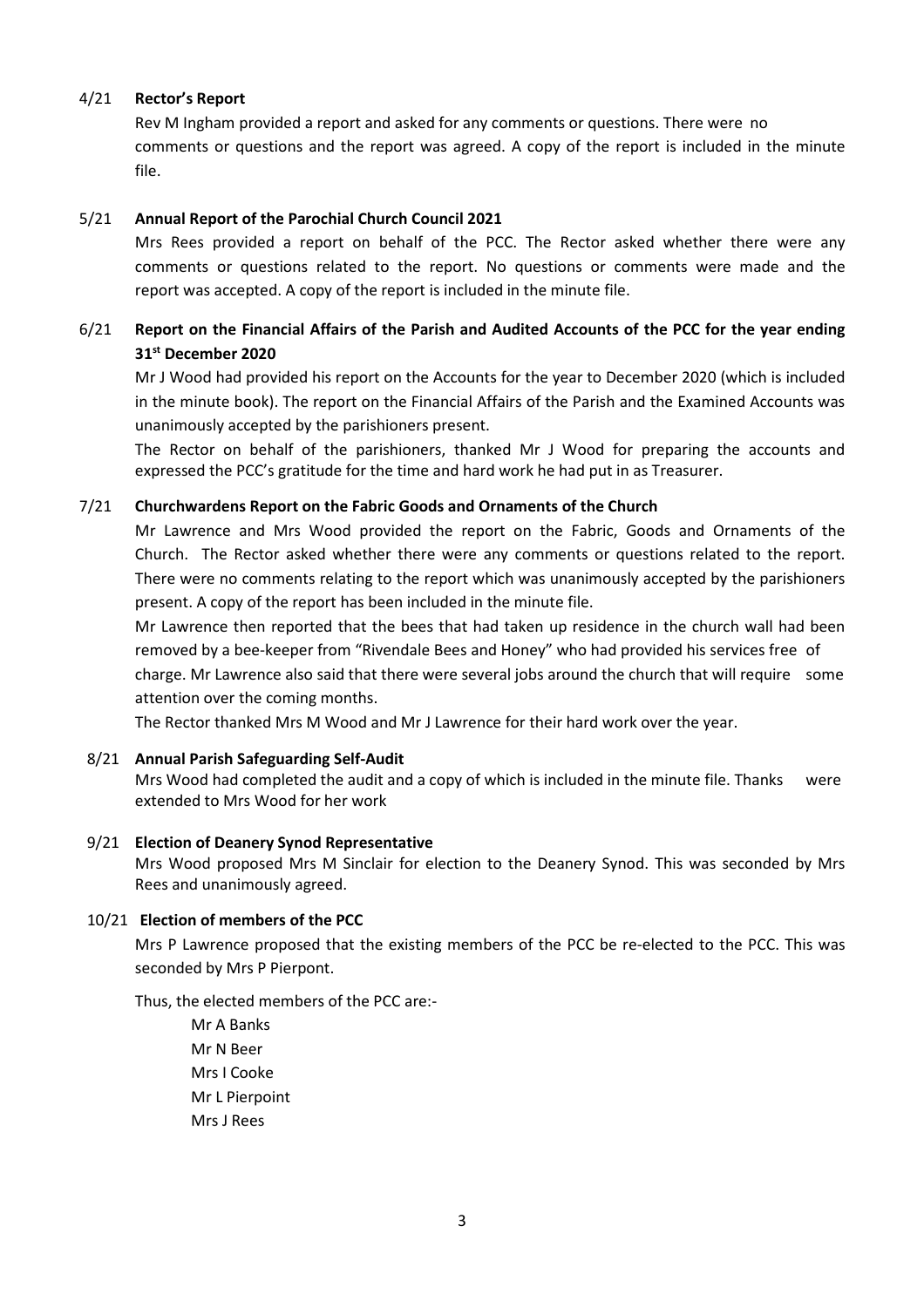### 4/21 **Rector's Report**

Rev M Ingham provided a report and asked for any comments or questions. There were no comments or questions and the report was agreed. A copy of the report is included in the minute file.

### 5/21 **Annual Report of the Parochial Church Council 2021**

Mrs Rees provided a report on behalf of the PCC. The Rector asked whether there were any comments or questions related to the report. No questions or comments were made and the report was accepted. A copy of the report is included in the minute file.

### 6/21 **Report on the Financial Affairs of the Parish and Audited Accounts of the PCC for the year ending 31st December 2020**

Mr J Wood had provided his report on the Accounts for the year to December 2020 (which is included in the minute book). The report on the Financial Affairs of the Parish and the Examined Accounts was unanimously accepted by the parishioners present.

The Rector on behalf of the parishioners, thanked Mr J Wood for preparing the accounts and expressed the PCC's gratitude for the time and hard work he had put in as Treasurer.

### 7/21 **Churchwardens Report on the Fabric Goods and Ornaments of the Church**

Mr Lawrence and Mrs Wood provided the report on the Fabric, Goods and Ornaments of the Church. The Rector asked whether there were any comments or questions related to the report. There were no comments relating to the report which was unanimously accepted by the parishioners present. A copy of the report has been included in the minute file.

Mr Lawrence then reported that the bees that had taken up residence in the church wall had been removed by a bee-keeper from "Rivendale Bees and Honey" who had provided his services free of charge. Mr Lawrence also said that there were several jobs around the church that will require some attention over the coming months.

The Rector thanked Mrs M Wood and Mr J Lawrence for their hard work over the year.

### 8/21 **Annual Parish Safeguarding Self-Audit**

Mrs Wood had completed the audit and a copy of which is included in the minute file. Thanks were extended to Mrs Wood for her work

### 9/21 **Election of Deanery Synod Representative**

Mrs Wood proposed Mrs M Sinclair for election to the Deanery Synod. This was seconded by Mrs Rees and unanimously agreed.

### 10/21 **Election of members of the PCC**

Mrs P Lawrence proposed that the existing members of the PCC be re-elected to the PCC. This was seconded by Mrs P Pierpont.

Thus, the elected members of the PCC are:-

- Mr A Banks
- Mr N Beer
- Mrs I Cooke
- Mr L Pierpoint
- Mrs J Rees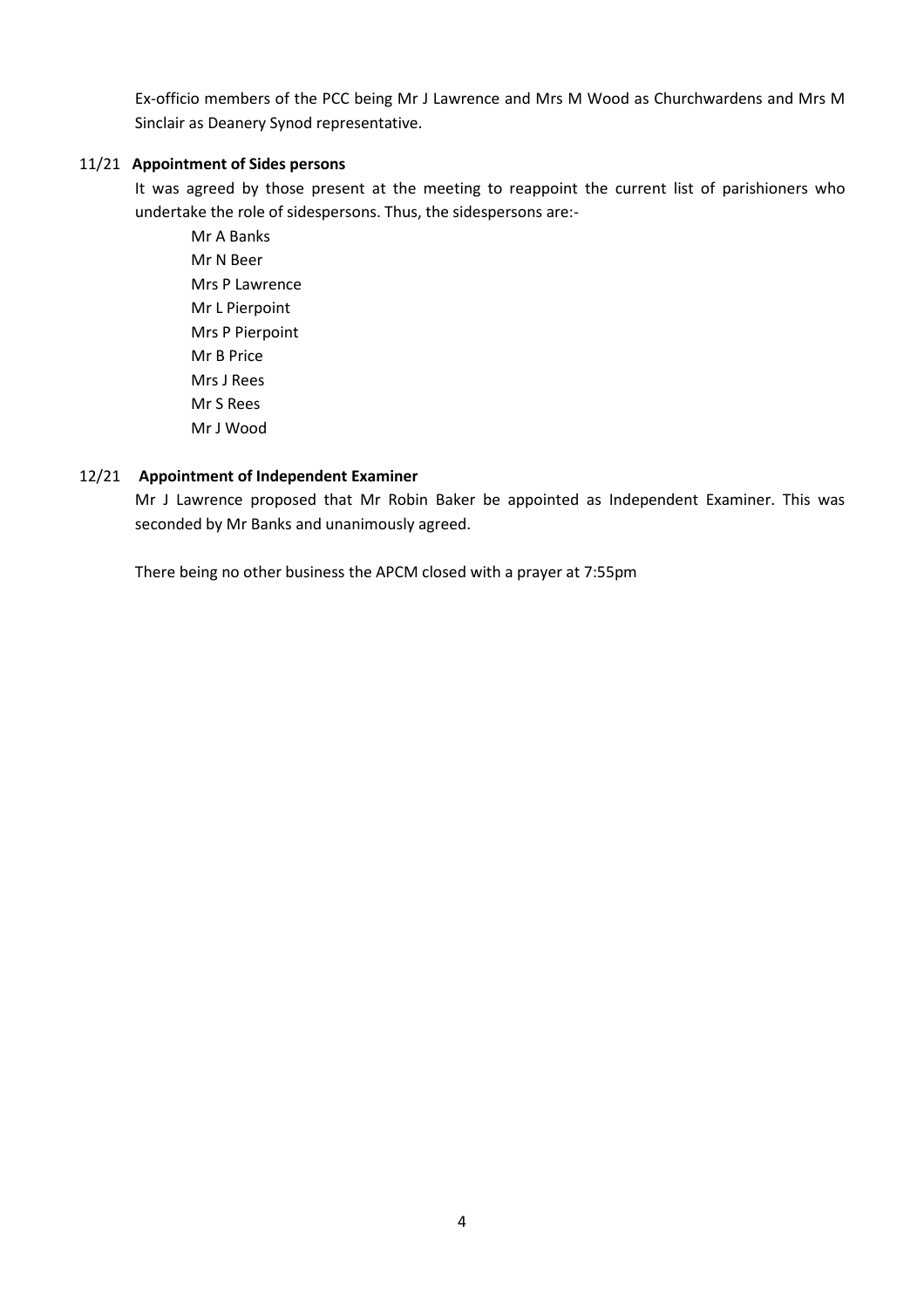Ex-officio members of the PCC being Mr J Lawrence and Mrs M Wood as Churchwardens and Mrs M Sinclair as Deanery Synod representative.

### 11/21 Appointment of Sides persons

It was agreed by those present at the meeting to reappoint the current list of parishioners who undertake the role of sidespersons. Thus, the sidespersons are:-

Mr A Banks
Mr N Beer
Mrs P Lawrence
Mr L Pierpoint
Mrs P Pierpoint
Mr B Price
Mrs J Rees
Mr S Rees
Mr J Wood

### 12/21 Appointment of Independent Examiner

Mr J Lawrence proposed that Mr Robin Baker be appointed as Independent Examiner. This was seconded by Mr Banks and unanimously agreed.

There being no other business the APCM closed with a prayer at 7:55pm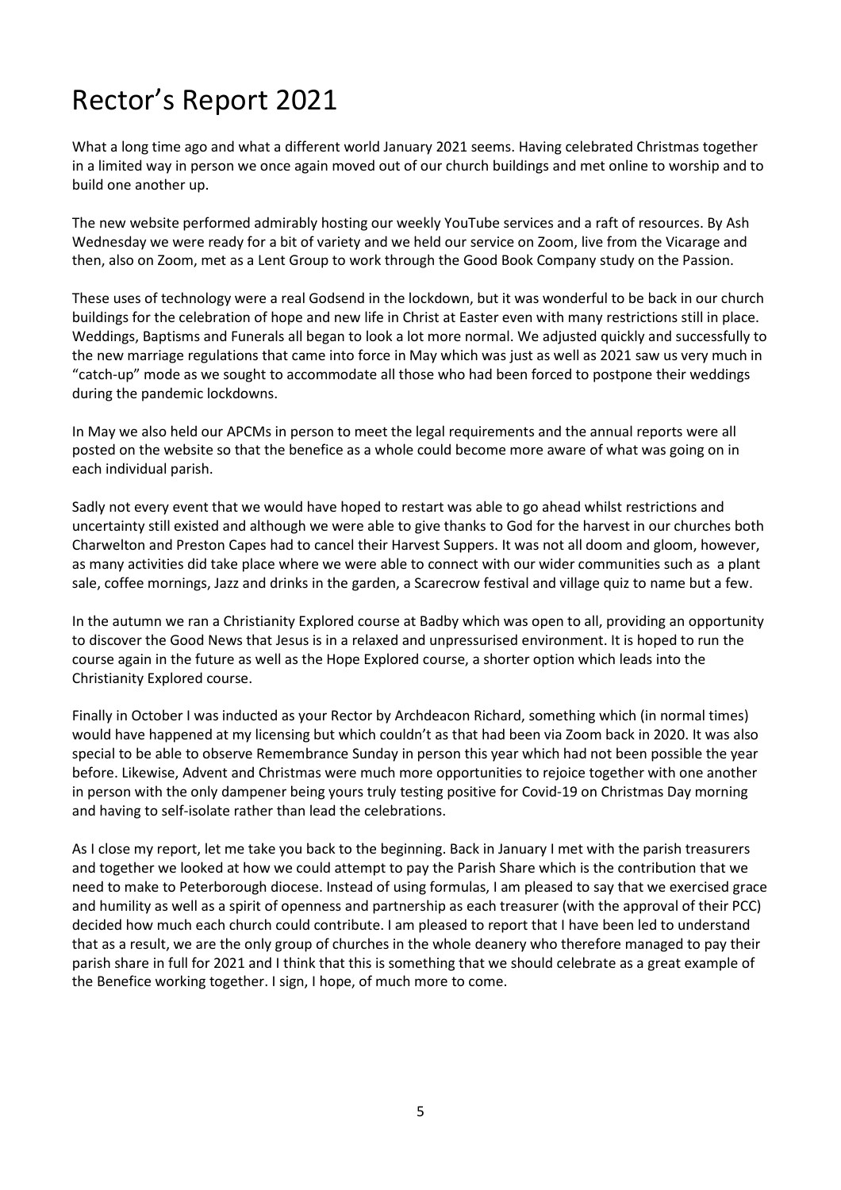# Rector's Report 2021

What a long time ago and what a different world January 2021 seems. Having celebrated Christmas together in a limited way in person we once again moved out of our church buildings and met online to worship and to build one another up.

The new website performed admirably hosting our weekly YouTube services and a raft of resources. By Ash Wednesday we were ready for a bit of variety and we held our service on Zoom, live from the Vicarage and then, also on Zoom, met as a Lent Group to work through the Good Book Company study on the Passion.

These uses of technology were a real Godsend in the lockdown, but it was wonderful to be back in our church buildings for the celebration of hope and new life in Christ at Easter even with many restrictions still in place. Weddings, Baptisms and Funerals all began to look a lot more normal. We adjusted quickly and successfully to the new marriage regulations that came into force in May which was just as well as 2021 saw us very much in "catch-up" mode as we sought to accommodate all those who had been forced to postpone their weddings during the pandemic lockdowns.

In May we also held our APCMs in person to meet the legal requirements and the annual reports were all posted on the website so that the benefice as a whole could become more aware of what was going on in each individual parish.

Sadly not every event that we would have hoped to restart was able to go ahead whilst restrictions and uncertainty still existed and although we were able to give thanks to God for the harvest in our churches both Charwelton and Preston Capes had to cancel their Harvest Suppers. It was not all doom and gloom, however, as many activities did take place where we were able to connect with our wider communities such as a plant sale, coffee mornings, Jazz and drinks in the garden, a Scarecrow festival and village quiz to name but a few.

In the autumn we ran a Christianity Explored course at Badby which was open to all, providing an opportunity to discover the Good News that Jesus is in a relaxed and unpressurised environment. It is hoped to run the course again in the future as well as the Hope Explored course, a shorter option which leads into the Christianity Explored course.

Finally in October I was inducted as your Rector by Archdeacon Richard, something which (in normal times) would have happened at my licensing but which couldn't as that had been via Zoom back in 2020. It was also special to be able to observe Remembrance Sunday in person this year which had not been possible the year before. Likewise, Advent and Christmas were much more opportunities to rejoice together with one another in person with the only dampener being yours truly testing positive for Covid-19 on Christmas Day morning and having to self-isolate rather than lead the celebrations.

As I close my report, let me take you back to the beginning. Back in January I met with the parish treasurers and together we looked at how we could attempt to pay the Parish Share which is the contribution that we need to make to Peterborough diocese. Instead of using formulas, I am pleased to say that we exercised grace and humility as well as a spirit of openness and partnership as each treasurer (with the approval of their PCC) decided how much each church could contribute. I am pleased to report that I have been led to understand that as a result, we are the only group of churches in the whole deanery who therefore managed to pay their parish share in full for 2021 and I think that this is something that we should celebrate as a great example of the Benefice working together. I sign, I hope, of much more to come.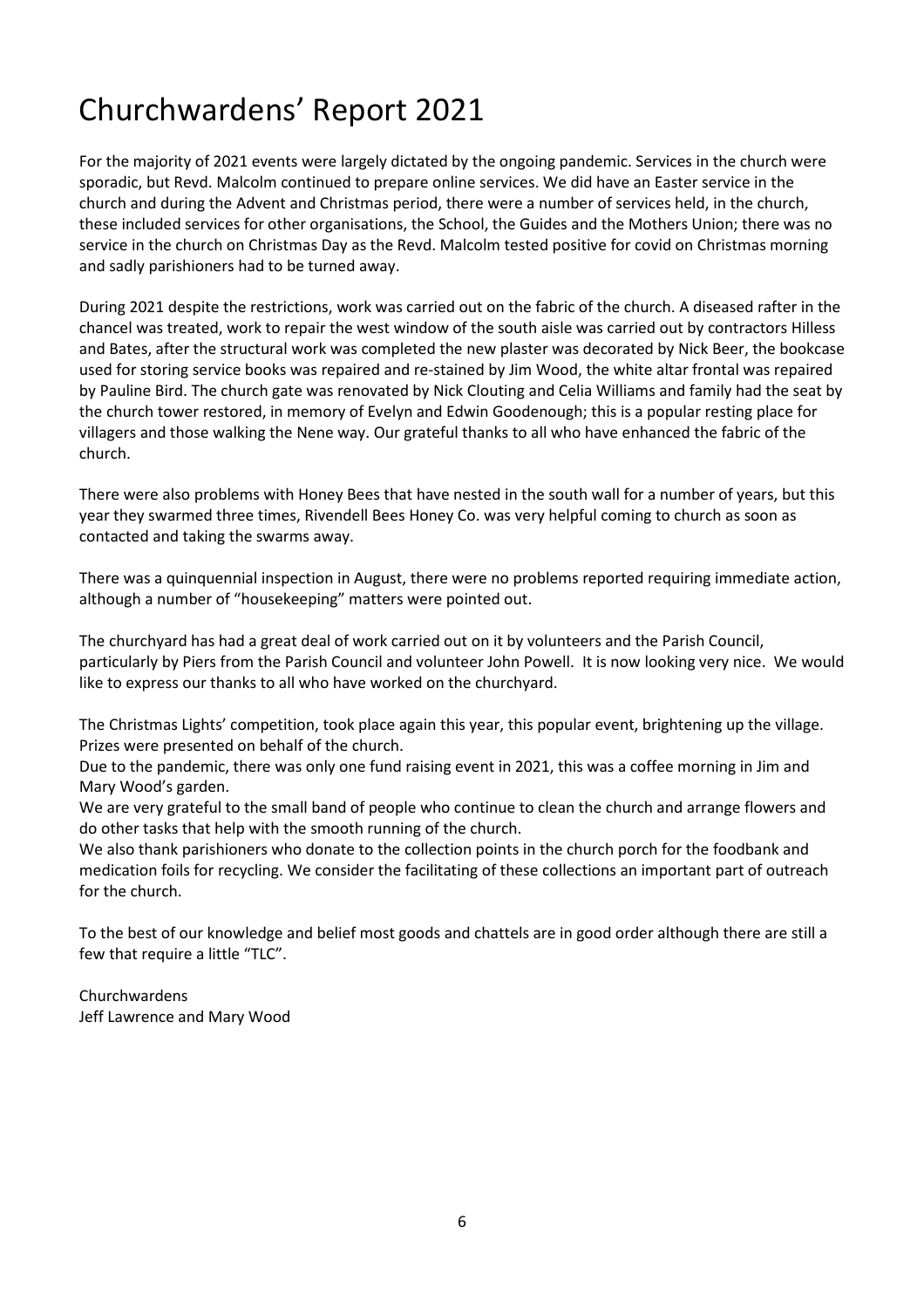# Churchwardens' Report 2021

For the majority of 2021 events were largely dictated by the ongoing pandemic. Services in the church were sporadic, but Revd. Malcolm continued to prepare online services. We did have an Easter service in the church and during the Advent and Christmas period, there were a number of services held, in the church, these included services for other organisations, the School, the Guides and the Mothers Union; there was no service in the church on Christmas Day as the Revd. Malcolm tested positive for covid on Christmas morning and sadly parishioners had to be turned away.

During 2021 despite the restrictions, work was carried out on the fabric of the church. A diseased rafter in the chancel was treated, work to repair the west window of the south aisle was carried out by contractors Hilless and Bates, after the structural work was completed the new plaster was decorated by Nick Beer, the bookcase used for storing service books was repaired and re-stained by Jim Wood, the white altar frontal was repaired by Pauline Bird. The church gate was renovated by Nick Clouting and Celia Williams and family had the seat by the church tower restored, in memory of Evelyn and Edwin Goodenough; this is a popular resting place for villagers and those walking the Nene way. Our grateful thanks to all who have enhanced the fabric of the church.

There were also problems with Honey Bees that have nested in the south wall for a number of years, but this year they swarmed three times, Rivendell Bees Honey Co. was very helpful coming to church as soon as contacted and taking the swarms away.

There was a quinquennial inspection in August, there were no problems reported requiring immediate action, although a number of "housekeeping" matters were pointed out.

The churchyard has had a great deal of work carried out on it by volunteers and the Parish Council, particularly by Piers from the Parish Council and volunteer John Powell. It is now looking very nice. We would like to express our thanks to all who have worked on the churchyard.

The Christmas Lights' competition, took place again this year, this popular event, brightening up the village. Prizes were presented on behalf of the church.

Due to the pandemic, there was only one fund raising event in 2021, this was a coffee morning in Jim and Mary Wood's garden.

We are very grateful to the small band of people who continue to clean the church and arrange flowers and do other tasks that help with the smooth running of the church.

We also thank parishioners who donate to the collection points in the church porch for the foodbank and medication foils for recycling. We consider the facilitating of these collections an important part of outreach for the church.

To the best of our knowledge and belief most goods and chattels are in good order although there are still a few that require a little "TLC".

Churchwardens
Jeff Lawrence and Mary Wood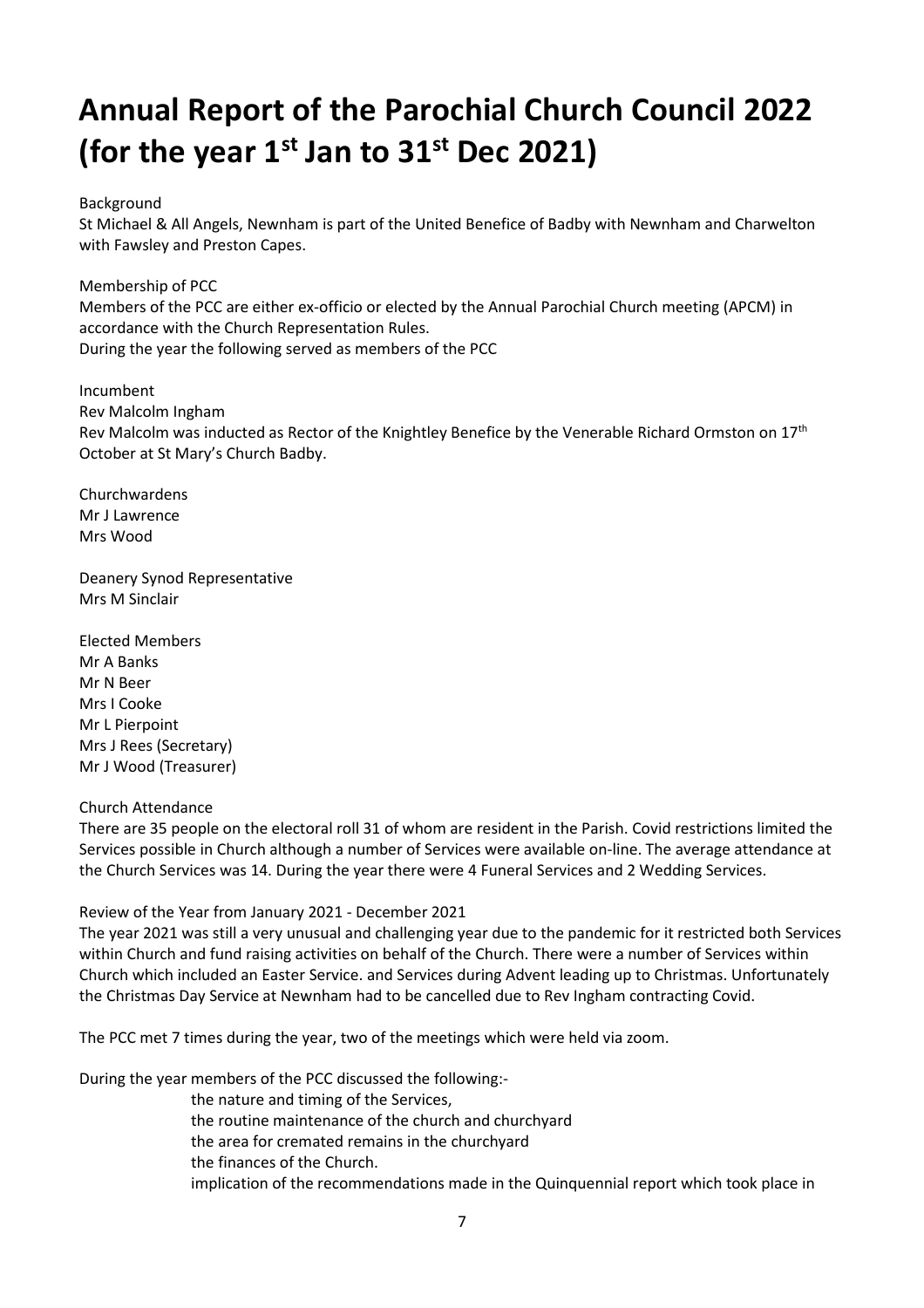# Annual Report of the Parochial Church Council 2022 (for the year 1st Jan to 31st Dec 2021)

Background

St Michael & All Angels, Newnham is part of the United Benefice of Badby with Newnham and Charwelton with Fawsley and Preston Capes.

Membership of PCC

Members of the PCC are either ex-officio or elected by the Annual Parochial Church meeting (APCM) in accordance with the Church Representation Rules.
During the year the following served as members of the PCC

Incumbent
Rev Malcolm Ingham
Rev Malcolm was inducted as Rector of the Knightley Benefice by the Venerable Richard Ormston on 17th October at St Mary's Church Badby.

Churchwardens
Mr J Lawrence
Mrs Wood

Deanery Synod Representative
Mrs M Sinclair

Elected Members
Mr A Banks
Mr N Beer
Mrs I Cooke
Mr L Pierpoint
Mrs J Rees (Secretary)
Mr J Wood (Treasurer)

Church Attendance

There are 35 people on the electoral roll 31 of whom are resident in the Parish. Covid restrictions limited the Services possible in Church although a number of Services were available on-line. The average attendance at the Church Services was 14. During the year there were 4 Funeral Services and 2 Wedding Services.

Review of the Year from January 2021 - December 2021

The year 2021 was still a very unusual and challenging year due to the pandemic for it restricted both Services within Church and fund raising activities on behalf of the Church. There were a number of Services within Church which included an Easter Service. and Services during Advent leading up to Christmas. Unfortunately the Christmas Day Service at Newnham had to be cancelled due to Rev Ingham contracting Covid.

The PCC met 7 times during the year, two of the meetings which were held via zoom.

During the year members of the PCC discussed the following:-

the nature and timing of the Services,
the routine maintenance of the church and churchyard
the area for cremated remains in the churchyard
the finances of the Church.
implication of the recommendations made in the Quinquennial report which took place in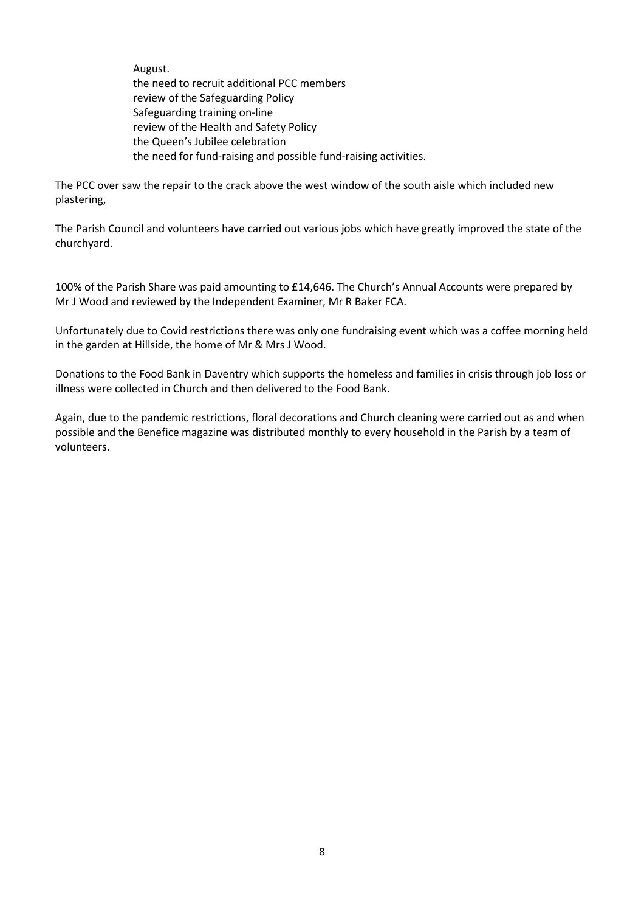August.
the need to recruit additional PCC members
review of the Safeguarding Policy
Safeguarding training on-line
review of the Health and Safety Policy
the Queen's Jubilee celebration
the need for fund-raising and possible fund-raising activities.

The PCC over saw the repair to the crack above the west window of the south aisle which included new plastering,

The Parish Council and volunteers have carried out various jobs which have greatly improved the state of the churchyard.

100% of the Parish Share was paid amounting to £14,646. The Church's Annual Accounts were prepared by Mr J Wood and reviewed by the Independent Examiner, Mr R Baker FCA.

Unfortunately due to Covid restrictions there was only one fundraising event which was a coffee morning held in the garden at Hillside, the home of Mr & Mrs J Wood.

Donations to the Food Bank in Daventry which supports the homeless and families in crisis through job loss or illness were collected in Church and then delivered to the Food Bank.

Again, due to the pandemic restrictions, floral decorations and Church cleaning were carried out as and when possible and the Benefice magazine was distributed monthly to every household in the Parish by a team of volunteers.